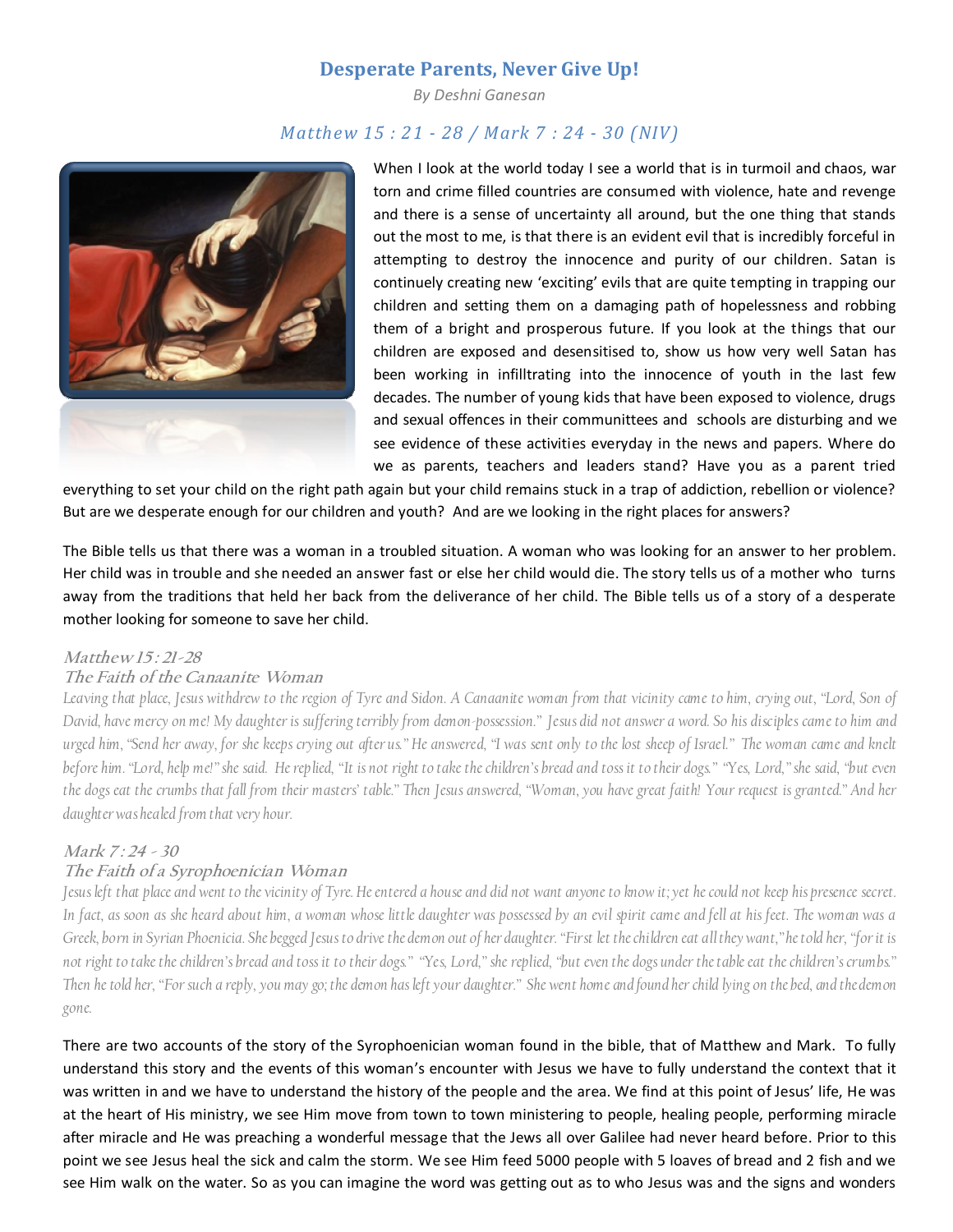# Desperate Parents, Never Give Up!

*By Deshni Ganesan*

## *Matthew 15 : 21 - 28 / Mark 7 : 24 - 30 (NIV)*

When I look at the world today I see a world that is in turmoil and chaos, war torn and crime filled countries are consumed with violence, hate and revenge and there is a sense of uncertainty all around, but the one thing that stands out the most to me, is that there is an evident evil that is incredibly forceful in attempting to destroy the innocence and purity of our children. Satan is continuely creating new 'exciting' evils that are quite tempting in trapping our children and setting them on a damaging path of hopelessness and robbing them of a bright and prosperous future. If you look at the things that our children are exposed and desensitised to, show us how very well Satan has been working in infilltrating into the innocence of youth in the last few decades. The number of young kids that have been exposed to violence, drugs and sexual offences in their communitees and schools are disturbing and we see evidence of these activities everyday in the news and papers. Where do we as parents, teachers and leaders stand? Have you as a parent tried everything to set your child on the right path again but your child remains stuck in a trap of addiction, rebellion or violence? But are we desperate enough for our children and youth? And are we looking in the right places for answers?

The Bible tells us that there was a woman in a troubled situation. A woman who was looking for an answer to her problem. Her child was in trouble and she needed an answer fast or else her child would die. The story tells us of a mother who turns away from the traditions that held her back from the deliverance of her child. The Bible tells us of a story of a desperate mother looking for someone to save her child.

### *Matthew 15 : 21-28*
### *The Faith of the Canaanite Woman*

*Leaving that place, Jesus withdrew to the region of Tyre and Sidon. A Canaanite woman from that vicinity came to him, crying out, "Lord, Son of David, have mercy on me! My daughter is suffering terribly from demon-possession." Jesus did not answer a word. So his disciples came to him and urged him, "Send her away, for she keeps crying out after us." He answered, "I was sent only to the lost sheep of Israel." The woman came and knelt before him. "Lord, help me!" she said. He replied, "It is not right to take the children's bread and toss it to their dogs." "Yes, Lord," she said, "but even the dogs eat the crumbs that fall from their masters' table." Then Jesus answered, "Woman, you have great faith! Your request is granted." And her daughter was healed from that very hour.*

### *Mark 7 : 24 - 30*
### *The Faith of a Syrophoenician Woman*

*Jesus left that place and went to the vicinity of Tyre. He entered a house and did not want anyone to know it; yet he could not keep his presence secret. In fact, as soon as she heard about him, a woman whose little daughter was possessed by an evil spirit came and fell at his feet. The woman was a Greek, born in Syrian Phoenicia. She begged Jesus to drive the demon out of her daughter. "First let the children eat all they want," he told her, "for it is not right to take the children's bread and toss it to their dogs." "Yes, Lord," she replied, "but even the dogs under the table eat the children's crumbs." Then he told her, "For such a reply, you may go; the demon has left your daughter." She went home and found her child lying on the bed, and the demon gone.*

There are two accounts of the story of the Syrophoenician woman found in the bible, that of Matthew and Mark. To fully understand this story and the events of this woman's encounter with Jesus we have to fully understand the context that it was written in and we have to understand the history of the people and the area. We find at this point of Jesus' life, He was at the heart of His ministry, we see Him move from town to town ministering to people, healing people, performing miracle after miracle and He was preaching a wonderful message that the Jews all over Galilee had never heard before. Prior to this point we see Jesus heal the sick and calm the storm. We see Him feed 5000 people with 5 loaves of bread and 2 fish and we see Him walk on the water. So as you can imagine the word was getting out as to who Jesus was and the signs and wonders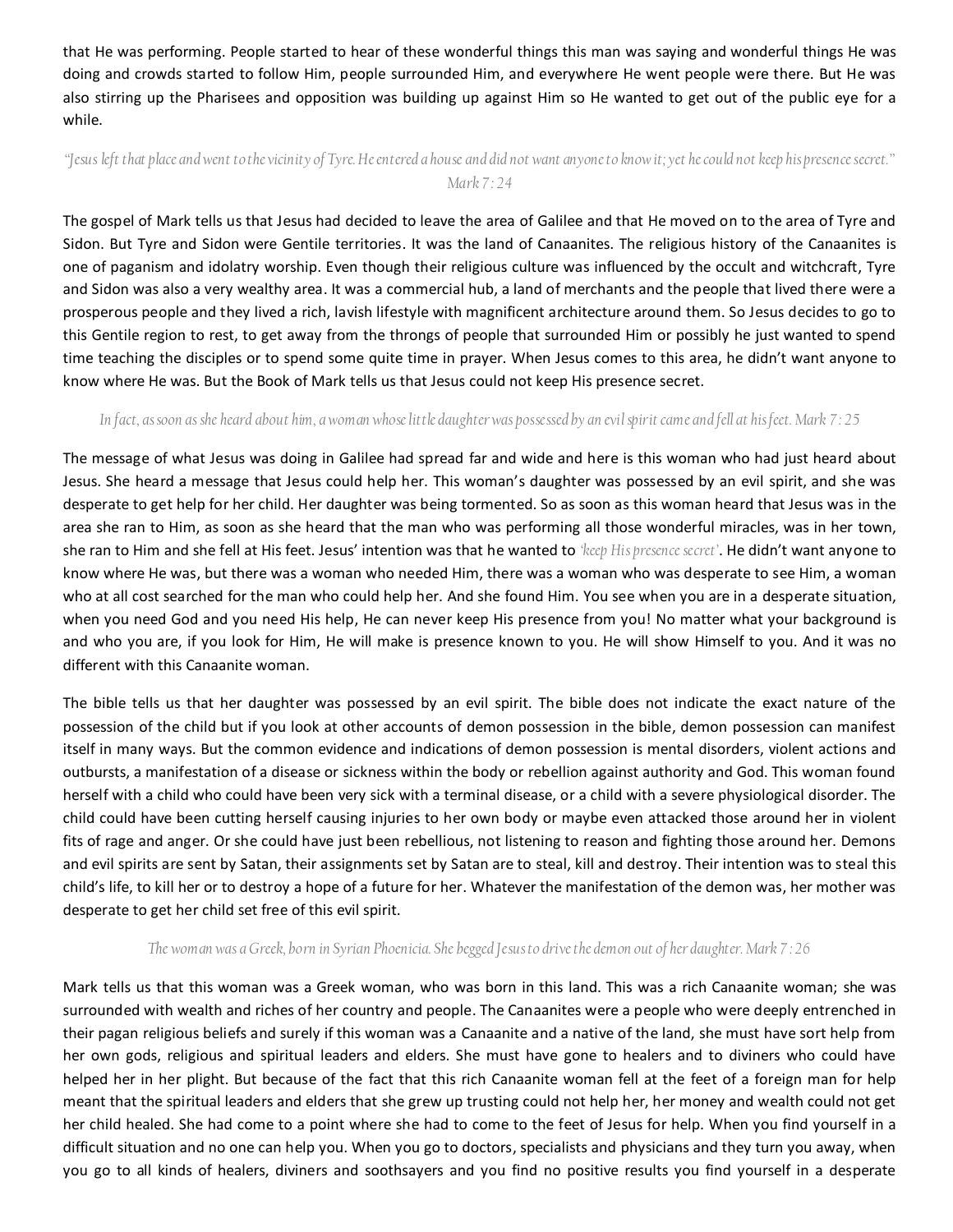that He was performing. People started to hear of these wonderful things this man was saying and wonderful things He was doing and crowds started to follow Him, people surrounded Him, and everywhere He went people were there. But He was also stirring up the Pharisees and opposition was building up against Him so He wanted to get out of the public eye for a while.

*"Jesus left that place and went to the vicinity of Tyre. He entered a house and did not want anyone to know it; yet he could not keep his presence secret." Mark 7 : 24*

The gospel of Mark tells us that Jesus had decided to leave the area of Galilee and that He moved on to the area of Tyre and Sidon. But Tyre and Sidon were Gentile territories. It was the land of Canaanites. The religious history of the Canaanites is one of paganism and idolatry worship. Even though their religious culture was influenced by the occult and witchcraft, Tyre and Sidon was also a very wealthy area. It was a commercial hub, a land of merchants and the people that lived there were a prosperous people and they lived a rich, lavish lifestyle with magnificent architecture around them. So Jesus decides to go to this Gentile region to rest, to get away from the throngs of people that surrounded Him or possibly he just wanted to spend time teaching the disciples or to spend some quite time in prayer. When Jesus comes to this area, he didn't want anyone to know where He was. But the Book of Mark tells us that Jesus could not keep His presence secret.

*In fact, as soon as she heard about him, a woman whose little daughter was possessed by an evil spirit came and fell at his feet. Mark 7 : 25*

The message of what Jesus was doing in Galilee had spread far and wide and here is this woman who had just heard about Jesus. She heard a message that Jesus could help her. This woman's daughter was possessed by an evil spirit, and she was desperate to get help for her child. Her daughter was being tormented. So as soon as this woman heard that Jesus was in the area she ran to Him, as soon as she heard that the man who was performing all those wonderful miracles, was in her town, she ran to Him and she fell at His feet. Jesus' intention was that he wanted to *'keep His presence secret'*. He didn't want anyone to know where He was, but there was a woman who needed Him, there was a woman who was desperate to see Him, a woman who at all cost searched for the man who could help her. And she found Him. You see when you are in a desperate situation, when you need God and you need His help, He can never keep His presence from you! No matter what your background is and who you are, if you look for Him, He will make is presence known to you. He will show Himself to you. And it was no different with this Canaanite woman.

The bible tells us that her daughter was possessed by an evil spirit. The bible does not indicate the exact nature of the possession of the child but if you look at other accounts of demon possession in the bible, demon possession can manifest itself in many ways. But the common evidence and indications of demon possession is mental disorders, violent actions and outbursts, a manifestation of a disease or sickness within the body or rebellion against authority and God. This woman found herself with a child who could have been very sick with a terminal disease, or a child with a severe physiological disorder. The child could have been cutting herself causing injuries to her own body or maybe even attacked those around her in violent fits of rage and anger. Or she could have just been rebellious, not listening to reason and fighting those around her. Demons and evil spirits are sent by Satan, their assignments set by Satan are to steal, kill and destroy. Their intention was to steal this child's life, to kill her or to destroy a hope of a future for her. Whatever the manifestation of the demon was, her mother was desperate to get her child set free of this evil spirit.

*The woman was a Greek, born in Syrian Phoenicia. She begged Jesus to drive the demon out of her daughter. Mark 7 : 26*

Mark tells us that this woman was a Greek woman, who was born in this land. This was a rich Canaanite woman; she was surrounded with wealth and riches of her country and people. The Canaanites were a people who were deeply entrenched in their pagan religious beliefs and surely if this woman was a Canaanite and a native of the land, she must have sort help from her own gods, religious and spiritual leaders and elders. She must have gone to healers and to diviners who could have helped her in her plight. But because of the fact that this rich Canaanite woman fell at the feet of a foreign man for help meant that the spiritual leaders and elders that she grew up trusting could not help her, her money and wealth could not get her child healed. She had come to a point where she had to come to the feet of Jesus for help. When you find yourself in a difficult situation and no one can help you. When you go to doctors, specialists and physicians and they turn you away, when you go to all kinds of healers, diviners and soothsayers and you find no positive results you find yourself in a desperate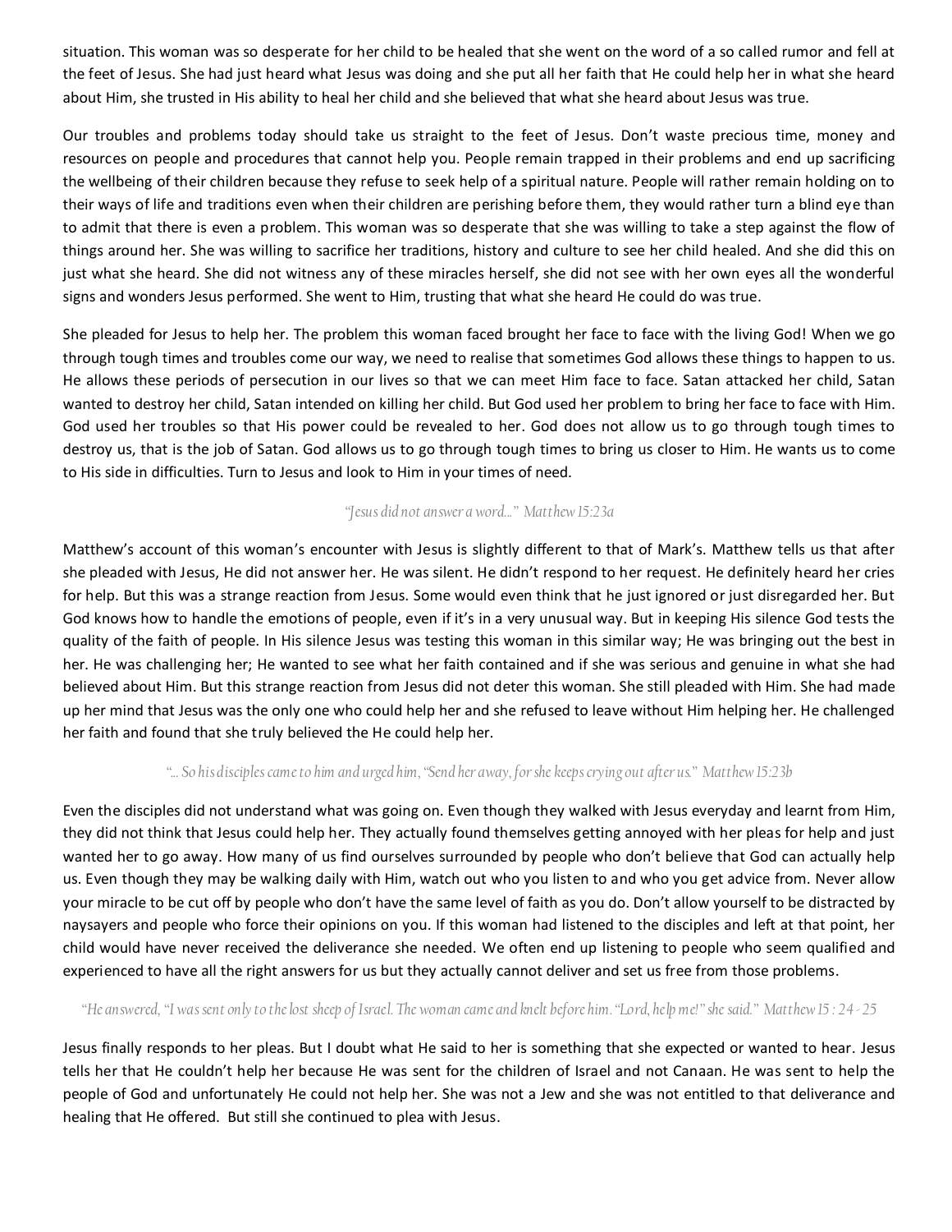situation. This woman was so desperate for her child to be healed that she went on the word of a so called rumor and fell at the feet of Jesus. She had just heard what Jesus was doing and she put all her faith that He could help her in what she heard about Him, she trusted in His ability to heal her child and she believed that what she heard about Jesus was true.

Our troubles and problems today should take us straight to the feet of Jesus. Don't waste precious time, money and resources on people and procedures that cannot help you. People remain trapped in their problems and end up sacrificing the wellbeing of their children because they refuse to seek help of a spiritual nature. People will rather remain holding on to their ways of life and traditions even when their children are perishing before them, they would rather turn a blind eye than to admit that there is even a problem. This woman was so desperate that she was willing to take a step against the flow of things around her. She was willing to sacrifice her traditions, history and culture to see her child healed. And she did this on just what she heard. She did not witness any of these miracles herself, she did not see with her own eyes all the wonderful signs and wonders Jesus performed. She went to Him, trusting that what she heard He could do was true.

She pleaded for Jesus to help her. The problem this woman faced brought her face to face with the living God! When we go through tough times and troubles come our way, we need to realise that sometimes God allows these things to happen to us. He allows these periods of persecution in our lives so that we can meet Him face to face. Satan attacked her child, Satan wanted to destroy her child, Satan intended on killing her child. But God used her problem to bring her face to face with Him. God used her troubles so that His power could be revealed to her. God does not allow us to go through tough times to destroy us, that is the job of Satan. God allows us to go through tough times to bring us closer to Him. He wants us to come to His side in difficulties. Turn to Jesus and look to Him in your times of need.

*"Jesus did not answer a word..." Matthew 15:23a*

Matthew's account of this woman's encounter with Jesus is slightly different to that of Mark's. Matthew tells us that after she pleaded with Jesus, He did not answer her. He was silent. He didn't respond to her request. He definitely heard her cries for help. But this was a strange reaction from Jesus. Some would even think that he just ignored or just disregarded her. But God knows how to handle the emotions of people, even if it's in a very unusual way. But in keeping His silence God tests the quality of the faith of people. In His silence Jesus was testing this woman in this similar way; He was bringing out the best in her. He was challenging her; He wanted to see what her faith contained and if she was serious and genuine in what she had believed about Him. But this strange reaction from Jesus did not deter this woman. She still pleaded with Him. She had made up her mind that Jesus was the only one who could help her and she refused to leave without Him helping her. He challenged her faith and found that she truly believed the He could help her.

*"... So his disciples came to him and urged him, "Send her away, for she keeps crying out after us." Matthew 15:23b*

Even the disciples did not understand what was going on. Even though they walked with Jesus everyday and learnt from Him, they did not think that Jesus could help her. They actually found themselves getting annoyed with her pleas for help and just wanted her to go away. How many of us find ourselves surrounded by people who don't believe that God can actually help us. Even though they may be walking daily with Him, watch out who you listen to and who you get advice from. Never allow your miracle to be cut off by people who don't have the same level of faith as you do. Don't allow yourself to be distracted by naysayers and people who force their opinions on you. If this woman had listened to the disciples and left at that point, her child would have never received the deliverance she needed. We often end up listening to people who seem qualified and experienced to have all the right answers for us but they actually cannot deliver and set us free from those problems.

*"He answered, "I was sent only to the lost sheep of Israel. The woman came and knelt before him. "Lord, help me!" she said." Matthew 15 : 24 - 25*

Jesus finally responds to her pleas. But I doubt what He said to her is something that she expected or wanted to hear. Jesus tells her that He couldn't help her because He was sent for the children of Israel and not Canaan. He was sent to help the people of God and unfortunately He could not help her. She was not a Jew and she was not entitled to that deliverance and healing that He offered. But still she continued to plea with Jesus.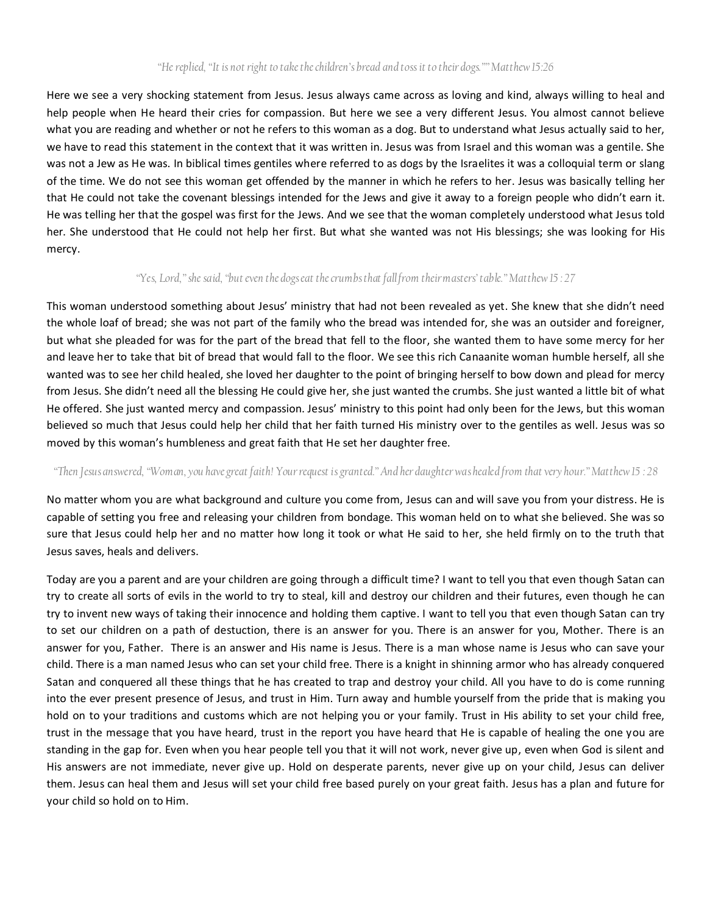*"He replied, "It is not right to take the children's bread and toss it to their dogs."" Matthew 15:26*

Here we see a very shocking statement from Jesus. Jesus always came across as loving and kind, always willing to heal and help people when He heard their cries for compassion. But here we see a very different Jesus. You almost cannot believe what you are reading and whether or not he refers to this woman as a dog. But to understand what Jesus actually said to her, we have to read this statement in the context that it was written in. Jesus was from Israel and this woman was a gentile. She was not a Jew as He was. In biblical times gentiles where referred to as dogs by the Israelites it was a colloquial term or slang of the time. We do not see this woman get offended by the manner in which he refers to her. Jesus was basically telling her that He could not take the covenant blessings intended for the Jews and give it away to a foreign people who didn't earn it. He was telling her that the gospel was first for the Jews. And we see that the woman completely understood what Jesus told her. She understood that He could not help her first. But what she wanted was not His blessings; she was looking for His mercy.

*"Yes, Lord," she said, "but even the dogs eat the crumbs that fall from their masters' table." Matthew 15 : 27*

This woman understood something about Jesus' ministry that had not been revealed as yet. She knew that she didn't need the whole loaf of bread; she was not part of the family who the bread was intended for, she was an outsider and foreigner, but what she pleaded for was for the part of the bread that fell to the floor, she wanted them to have some mercy for her and leave her to take that bit of bread that would fall to the floor. We see this rich Canaanite woman humble herself, all she wanted was to see her child healed, she loved her daughter to the point of bringing herself to bow down and plead for mercy from Jesus. She didn't need all the blessing He could give her, she just wanted the crumbs. She just wanted a little bit of what He offered. She just wanted mercy and compassion. Jesus' ministry to this point had only been for the Jews, but this woman believed so much that Jesus could help her child that her faith turned His ministry over to the gentiles as well. Jesus was so moved by this woman's humbleness and great faith that He set her daughter free.

*"Then Jesus answered, "Woman, you have great faith! Your request is granted." And her daughter was healed from that very hour." Matthew 15 : 28*

No matter whom you are what background and culture you come from, Jesus can and will save you from your distress. He is capable of setting you free and releasing your children from bondage. This woman held on to what she believed. She was so sure that Jesus could help her and no matter how long it took or what He said to her, she held firmly on to the truth that Jesus saves, heals and delivers.

Today are you a parent and are your children are going through a difficult time? I want to tell you that even though Satan can try to create all sorts of evils in the world to try to steal, kill and destroy our children and their futures, even though he can try to invent new ways of taking their innocence and holding them captive. I want to tell you that even though Satan can try to set our children on a path of destuction, there is an answer for you. There is an answer for you, Mother. There is an answer for you, Father. There is an answer and His name is Jesus. There is a man whose name is Jesus who can save your child. There is a man named Jesus who can set your child free. There is a knight in shinning armor who has already conquered Satan and conquered all these things that he has created to trap and destroy your child. All you have to do is come running into the ever present presence of Jesus, and trust in Him. Turn away and humble yourself from the pride that is making you hold on to your traditions and customs which are not helping you or your family. Trust in His ability to set your child free, trust in the message that you have heard, trust in the report you have heard that He is capable of healing the one you are standing in the gap for. Even when you hear people tell you that it will not work, never give up, even when God is silent and His answers are not immediate, never give up. Hold on desperate parents, never give up on your child, Jesus can deliver them. Jesus can heal them and Jesus will set your child free based purely on your great faith. Jesus has a plan and future for your child so hold on to Him.